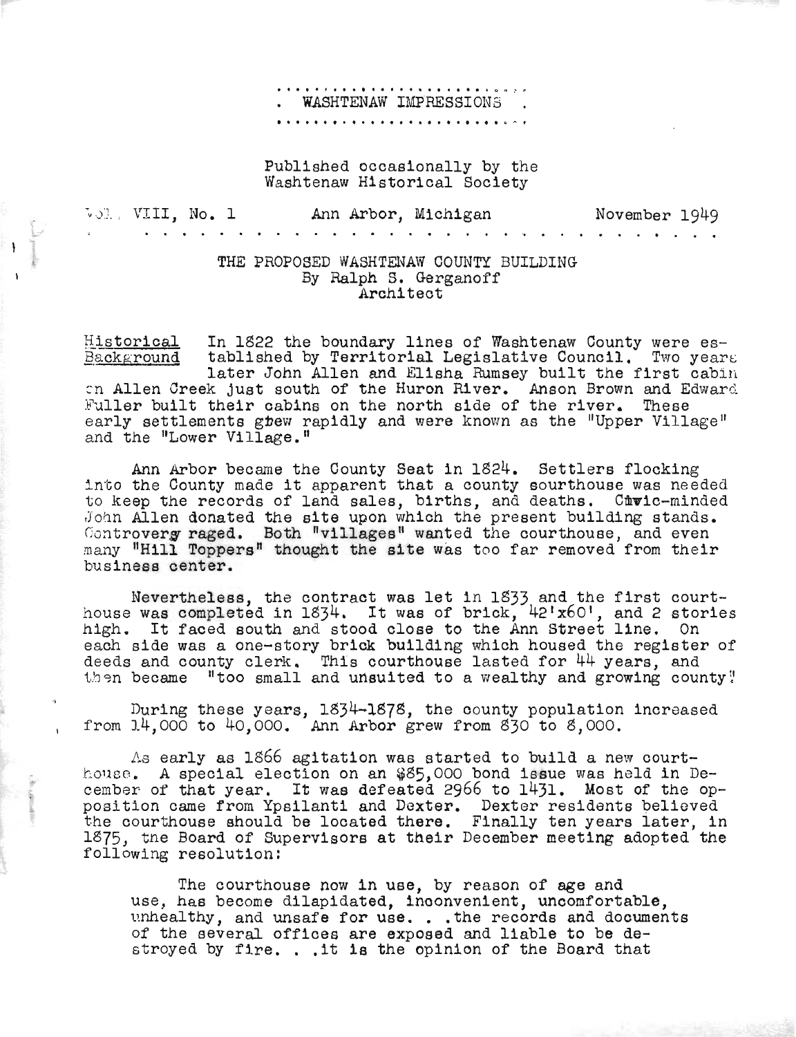# WASHTENAW IMPRESSIONS

Published occasionally by the Washtenaw Historical Society

Vol. VIII, No. 1 — Ann Arbor, Michigan — November 1949

## THE PROPOSED WASHTENAW COUNTY BUILDING

By Ralph S. Gerganoff
Architect

**Historical Background** In 1822 the boundary lines of Washtenaw County were established by Territorial Legislative Council. Two years later John Allen and Elisha Rumsey built the first cabin on Allen Creek just south of the Huron River. Anson Brown and Edward Fuller built their cabins on the north side of the river. These early settlements grew rapidly and were known as the "Upper Village" and the "Lower Village."

Ann Arbor became the County Seat in 1824. Settlers flocking into the County made it apparent that a county courthouse was needed to keep the records of land sales, births, and deaths. Civic-minded John Allen donated the site upon which the present building stands. Controversy raged. Both "villages" wanted the courthouse, and even many "Hill Toppers" thought the site was too far removed from their business center.

Nevertheless, the contract was let in 1833 and the first courthouse was completed in 1834. It was of brick, 42'x60', and 2 stories high. It faced south and stood close to the Ann Street line. On each side was a one-story brick building which housed the register of deeds and county clerk. This courthouse lasted for 44 years, and then became "too small and unsuited to a wealthy and growing county."

During these years, 1834-1878, the county population increased from 14,000 to 40,000. Ann Arbor grew from 830 to 8,000.

As early as 1866 agitation was started to build a new courthouse. A special election on an $85,000 bond issue was held in December of that year. It was defeated 2966 to 1431. Most of the opposition came from Ypsilanti and Dexter. Dexter residents believed the courthouse should be located there. Finally ten years later, in 1875, the Board of Supervisors at their December meeting adopted the following resolution:

> The courthouse now in use, by reason of age and use, has become dilapidated, inconvenient, uncomfortable, unhealthy, and unsafe for use. . .the records and documents of the several offices are exposed and liable to be destroyed by fire. . .it is the opinion of the Board that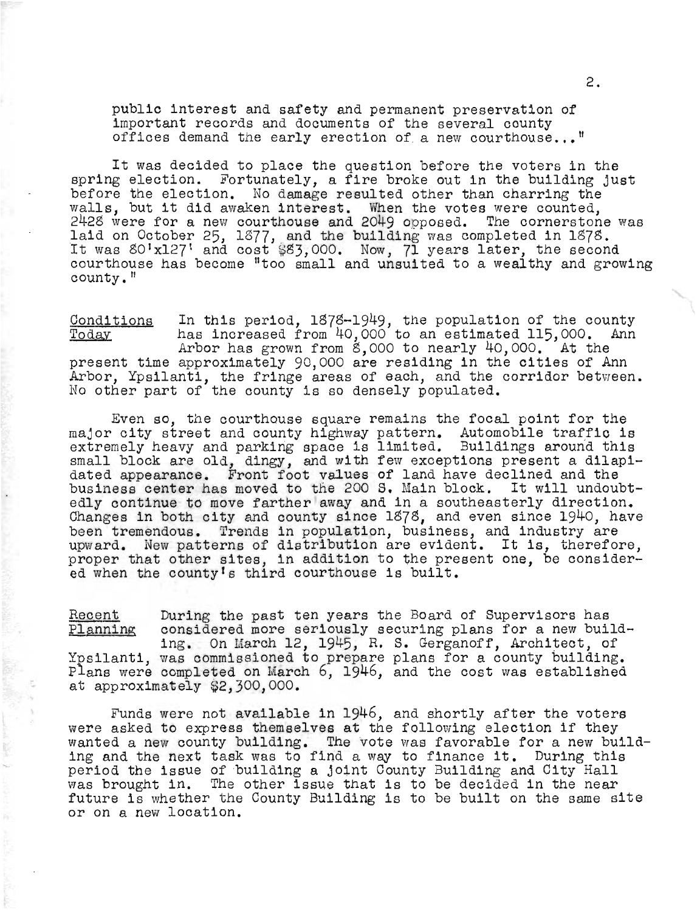public interest and safety and permanent preservation of important records and documents of the several county offices demand the early erection of a new courthouse..."

It was decided to place the question before the voters in the spring election. Fortunately, a fire broke out in the building just before the election. No damage resulted other than charring the walls, but it did awaken interest. When the votes were counted, 2428 were for a new courthouse and 2049 opposed. The cornerstone was laid on October 25, 1877, and the building was completed in 1878. It was 80'x127' and cost $83,000. Now, 71 years later, the second courthouse has become "too small and unsuited to a wealthy and growing county."

<u>Conditions Today</u> In this period, 1878-1949, the population of the county has increased from 40,000 to an estimated 115,000. Ann Arbor has grown from 8,000 to nearly 40,000. At the present time approximately 90,000 are residing in the cities of Ann Arbor, Ypsilanti, the fringe areas of each, and the corridor between. No other part of the county is so densely populated.

Even so, the courthouse square remains the focal point for the major city street and county highway pattern. Automobile traffic is extremely heavy and parking space is limited. Buildings around this small block are old, dingy, and with few exceptions present a dilapidated appearance. Front foot values of land have declined and the business center has moved to the 200 S. Main block. It will undoubtedly continue to move farther away and in a southeasterly direction. Changes in both city and county since 1878, and even since 1940, have been tremendous. Trends in population, business, and industry are upward. New patterns of distribution are evident. It is, therefore, proper that other sites, in addition to the present one, be considered when the county's third courthouse is built.

<u>Recent Planning</u> During the past ten years the Board of Supervisors has considered more seriously securing plans for a new building. On March 12, 1945, R. S. Gerganoff, Architect, of Ypsilanti, was commissioned to prepare plans for a county building. Plans were completed on March 6, 1946, and the cost was established at approximately $2,300,000.

Funds were not available in 1946, and shortly after the voters were asked to express themselves at the following election if they wanted a new county building. The vote was favorable for a new building and the next task was to find a way to finance it. During this period the issue of building a joint County Building and City Hall was brought in. The other issue that is to be decided in the near future is whether the County Building is to be built on the same site or on a new location.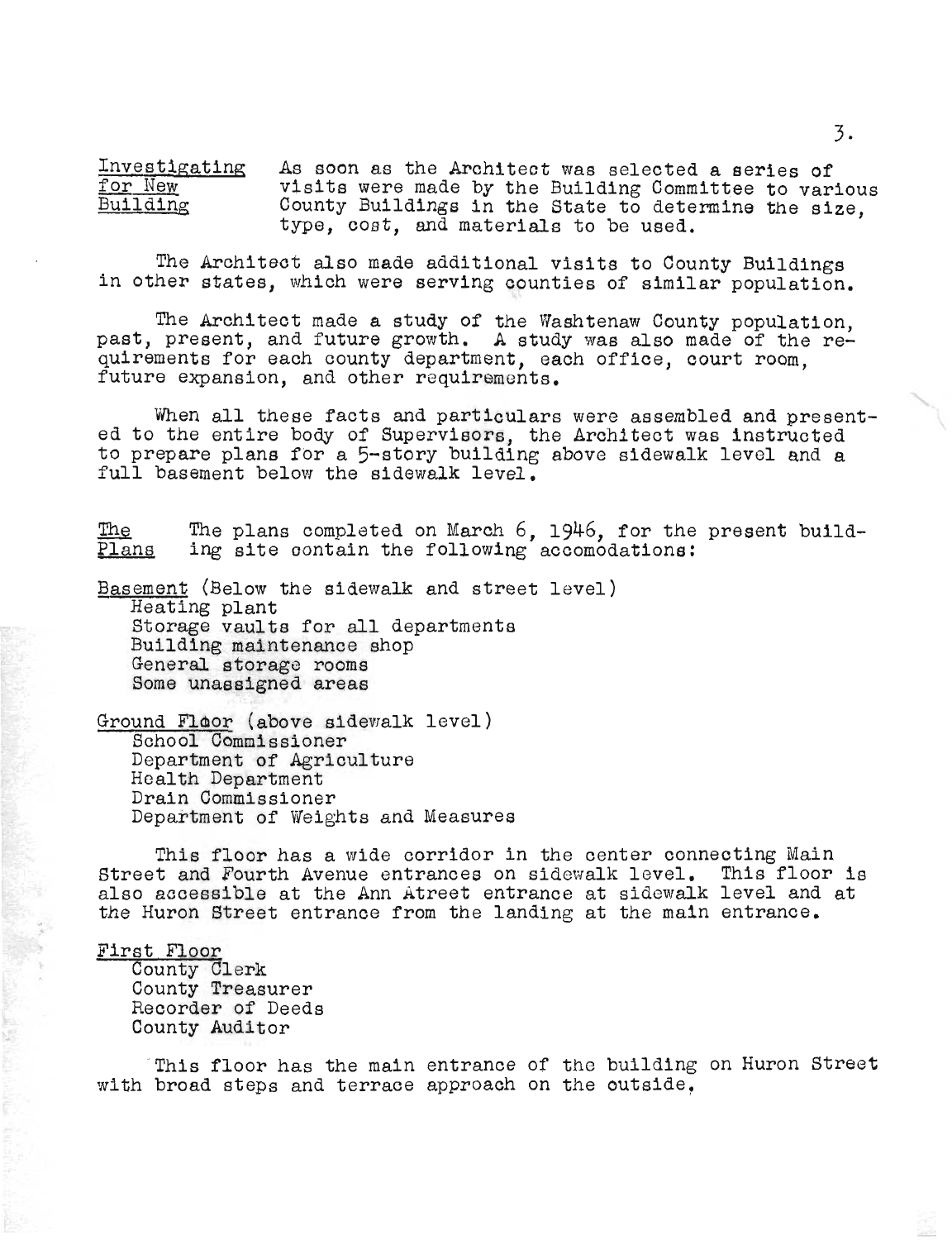**Investigating for New Building** As soon as the Architect was selected a series of visits were made by the Building Committee to various County Buildings in the State to determine the size, type, cost, and materials to be used.

The Architect also made additional visits to County Buildings in other states, which were serving counties of similar population.

The Architect made a study of the Washtenaw County population, past, present, and future growth. A study was also made of the requirements for each county department, each office, court room, future expansion, and other requirements.

When all these facts and particulars were assembled and presented to the entire body of Supervisors, the Architect was instructed to prepare plans for a 5-story building above sidewalk level and a full basement below the sidewalk level.

**The Plans** The plans completed on March 6, 1946, for the present building site contain the following accomodations:

Basement (Below the sidewalk and street level)
- Heating plant
- Storage vaults for all departments
- Building maintenance shop
- General storage rooms
- Some unassigned areas

Ground Floor (above sidewalk level)
- School Commissioner
- Department of Agriculture
- Health Department
- Drain Commissioner
- Department of Weights and Measures

This floor has a wide corridor in the center connecting Main Street and Fourth Avenue entrances on sidewalk level. This floor is also accessible at the Ann Atreet entrance at sidewalk level and at the Huron Street entrance from the landing at the main entrance.

First Floor
- County Clerk
- County Treasurer
- Recorder of Deeds
- County Auditor

This floor has the main entrance of the building on Huron Street with broad steps and terrace approach on the outside,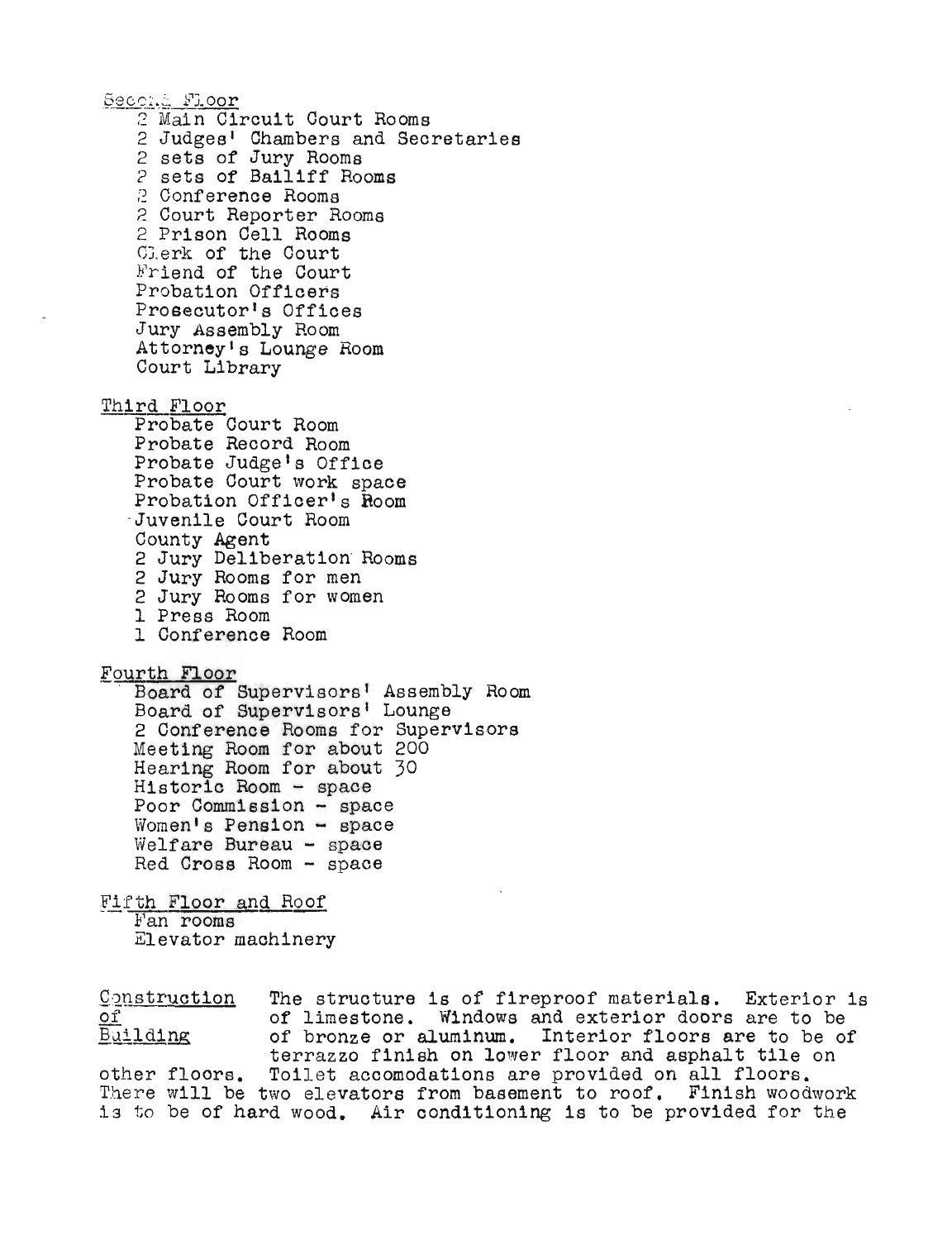Second Floor

- 2 Main Circuit Court Rooms
- 2 Judges' Chambers and Secretaries
- 2 sets of Jury Rooms
- 2 sets of Bailiff Rooms
- 2 Conference Rooms
- 2 Court Reporter Rooms
- 2 Prison Cell Rooms
- Clerk of the Court
- Friend of the Court
- Probation Officers
- Prosecutor's Offices
- Jury Assembly Room
- Attorney's Lounge Room
- Court Library

Third Floor

- Probate Court Room
- Probate Record Room
- Probate Judge's Office
- Probate Court work space
- Probation Officer's Room
- Juvenile Court Room
- County Agent
- 2 Jury Deliberation Rooms
- 2 Jury Rooms for men
- 2 Jury Rooms for women
- 1 Press Room
- 1 Conference Room

Fourth Floor

- Board of Supervisors' Assembly Room
- Board of Supervisors' Lounge
- 2 Conference Rooms for Supervisors
- Meeting Room for about 200
- Hearing Room for about 30
- Historic Room - space
- Poor Commission - space
- Women's Pension - space
- Welfare Bureau - space
- Red Cross Room - space

Fifth Floor and Roof

- Fan rooms
- Elevator machinery

Construction of Building — The structure is of fireproof materials. Exterior is of limestone. Windows and exterior doors are to be of bronze or aluminum. Interior floors are to be of terrazzo finish on lower floor and asphalt tile on other floors. Toilet accomodations are provided on all floors. There will be two elevators from basement to roof. Finish woodwork is to be of hard wood. Air conditioning is to be provided for the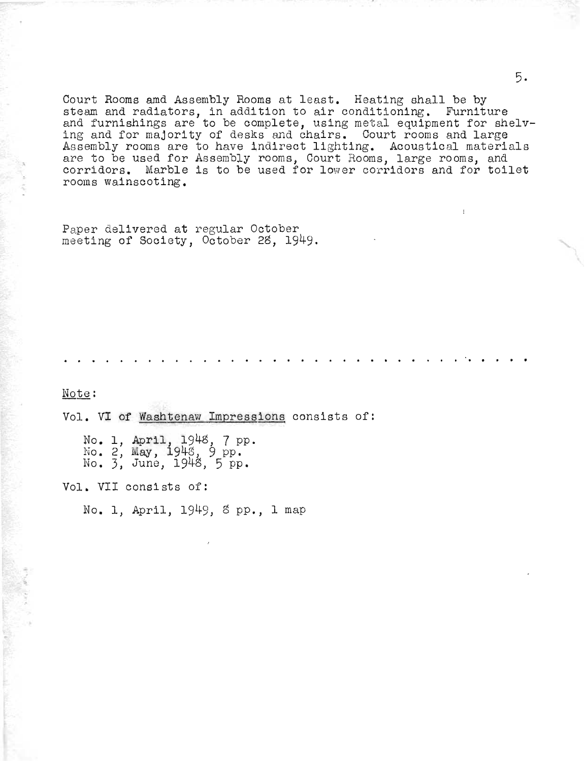Court Rooms amd Assembly Rooms at least. Heating shall be by steam and radiators, in addition to air conditioning. Furniture and furnishings are to be complete, using metal equipment for shelving and for majority of desks and chairs. Court rooms and large Assembly rooms are to have indirect lighting. Acoustical materials are to be used for Assembly rooms, Court Rooms, large rooms, and corridors. Marble is to be used for lower corridors and for toilet rooms wainscoting.

Paper delivered at regular October meeting of Society, October 28, 1949.

. . . . . . . . . . . . . . . . . . . . . . . . . . . . . . . . . . .

Note:

Vol. VI of Washtenaw Impressions consists of:

No. 1, April, 1948, 7 pp.
No. 2, May, 1948, 9 pp.
No. 3, June, 1948, 5 pp.

Vol. VII consists of:

No. 1, April, 1949, 8 pp., 1 map